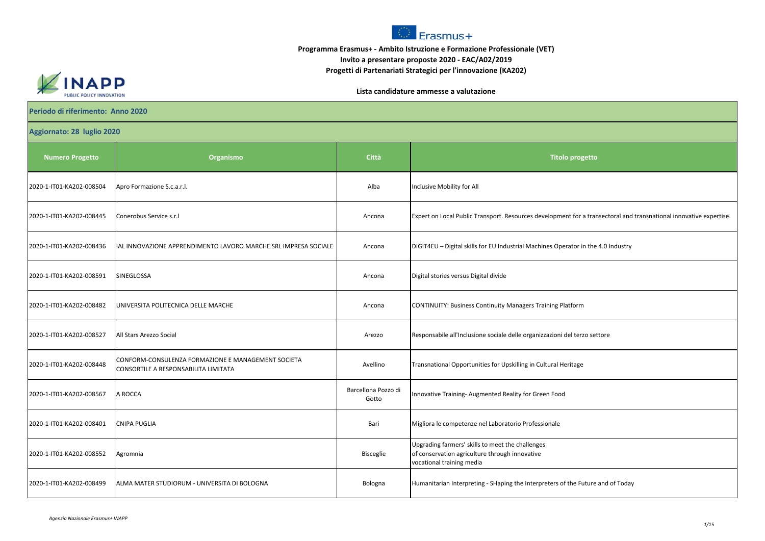**Programma Erasmus+ - Ambito Istruzione e Formazione Professionale (VET)**

**Invito a presentare proposte 2020 - EAC/A02/2019**

**Progetti di Partenariati Strategici per l'innovazione (KA202)**

**Lista candidature ammesse a valutazione**

**Periodo di riferimento: Anno 2020**

**Aggiornato: 28 luglio 2020**

| Numero Progetto | Organismo | Città | Titolo progetto |
|---|---|---|---|
| 2020-1-IT01-KA202-008504 | Apro Formazione S.c.a.r.l. | Alba | Inclusive Mobility for All |
| 2020-1-IT01-KA202-008445 | Conerobus Service s.r.l | Ancona | Expert on Local Public Transport. Resources development for a transectoral and transnational innovative expertise. |
| 2020-1-IT01-KA202-008436 | IAL INNOVAZIONE APPRENDIMENTO LAVORO MARCHE SRL IMPRESA SOCIALE | Ancona | DIGIT4EU – Digital skills for EU Industrial Machines Operator in the 4.0 Industry |
| 2020-1-IT01-KA202-008591 | SINEGLOSSA | Ancona | Digital stories versus Digital divide |
| 2020-1-IT01-KA202-008482 | UNIVERSITA POLITECNICA DELLE MARCHE | Ancona | CONTINUITY: Business Continuity Managers Training Platform |
| 2020-1-IT01-KA202-008527 | All Stars Arezzo Social | Arezzo | Responsabile all'Inclusione sociale delle organizzazioni del terzo settore |
| 2020-1-IT01-KA202-008448 | CONFORM-CONSULENZA FORMAZIONE E MANAGEMENT SOCIETA CONSORTILE A RESPONSABILITA LIMITATA | Avellino | Transnational Opportunities for Upskilling in Cultural Heritage |
| 2020-1-IT01-KA202-008567 | A ROCCA | Barcellona Pozzo di Gotto | Innovative Training- Augmented Reality for Green Food |
| 2020-1-IT01-KA202-008401 | CNIPA PUGLIA | Bari | Migliora le competenze nel Laboratorio Professionale |
| 2020-1-IT01-KA202-008552 | Agromnia | Bisceglie | Upgrading farmers' skills to meet the challenges of conservation agriculture through innovative vocational training media |
| 2020-1-IT01-KA202-008499 | ALMA MATER STUDIORUM - UNIVERSITA DI BOLOGNA | Bologna | Humanitarian Interpreting - SHaping the Interpreters of the Future and of Today |

*Agenzia Nazionale Erasmus+ INAPP*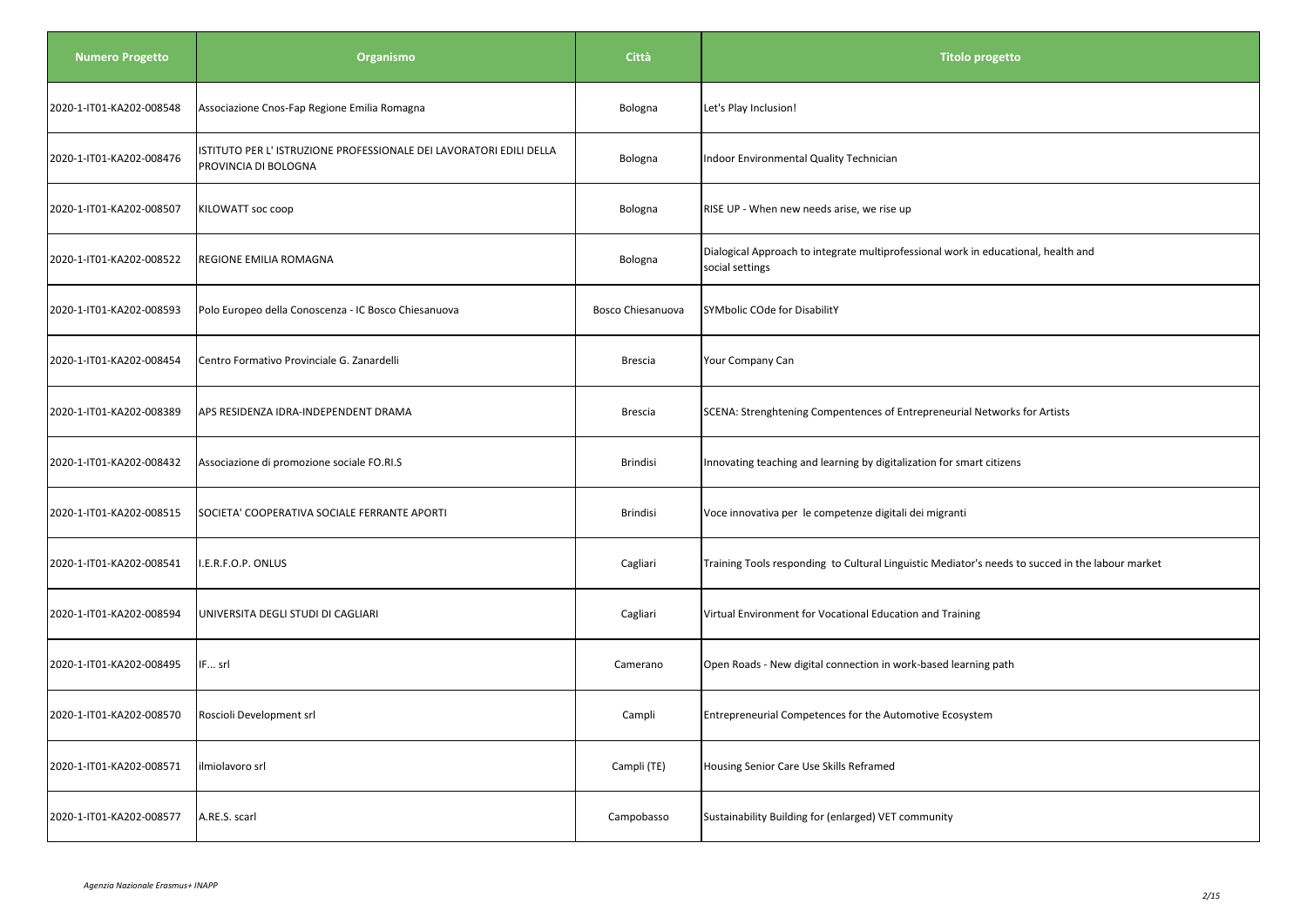| Numero Progetto | Organismo | Città | Titolo progetto |
| --- | --- | --- | --- |
| 2020-1-IT01-KA202-008548 | Associazione Cnos-Fap Regione Emilia Romagna | Bologna | Let's Play Inclusion! |
| 2020-1-IT01-KA202-008476 | ISTITUTO PER L' ISTRUZIONE PROFESSIONALE DEI LAVORATORI EDILI DELLA PROVINCIA DI BOLOGNA | Bologna | Indoor Environmental Quality Technician |
| 2020-1-IT01-KA202-008507 | KILOWATT soc coop | Bologna | RISE UP - When new needs arise, we rise up |
| 2020-1-IT01-KA202-008522 | REGIONE EMILIA ROMAGNA | Bologna | Dialogical Approach to integrate multiprofessional work in educational, health and social settings |
| 2020-1-IT01-KA202-008593 | Polo Europeo della Conoscenza - IC Bosco Chiesanuova | Bosco Chiesanuova | SYMbolic COde for DisabilitY |
| 2020-1-IT01-KA202-008454 | Centro Formativo Provinciale G. Zanardelli | Brescia | Your Company Can |
| 2020-1-IT01-KA202-008389 | APS RESIDENZA IDRA-INDEPENDENT DRAMA | Brescia | SCENA: Strenghtening Compentences of Entrepreneurial Networks for Artists |
| 2020-1-IT01-KA202-008432 | Associazione di promozione sociale FO.RI.S | Brindisi | Innovating teaching and learning by digitalization for smart citizens |
| 2020-1-IT01-KA202-008515 | SOCIETA' COOPERATIVA SOCIALE FERRANTE APORTI | Brindisi | Voce innovativa per le competenze digitali dei migranti |
| 2020-1-IT01-KA202-008541 | I.E.R.F.O.P. ONLUS | Cagliari | Training Tools responding to Cultural Linguistic Mediator's needs to succed in the labour market |
| 2020-1-IT01-KA202-008594 | UNIVERSITA DEGLI STUDI DI CAGLIARI | Cagliari | Virtual Environment for Vocational Education and Training |
| 2020-1-IT01-KA202-008495 | IF... srl | Camerano | Open Roads - New digital connection in work-based learning path |
| 2020-1-IT01-KA202-008570 | Roscioli Development srl | Campli | Entrepreneurial Competences for the Automotive Ecosystem |
| 2020-1-IT01-KA202-008571 | ilmiolavoro srl | Campli (TE) | Housing Senior Care Use Skills Reframed |
| 2020-1-IT01-KA202-008577 | A.RE.S. scarl | Campobasso | Sustainability Building for (enlarged) VET community |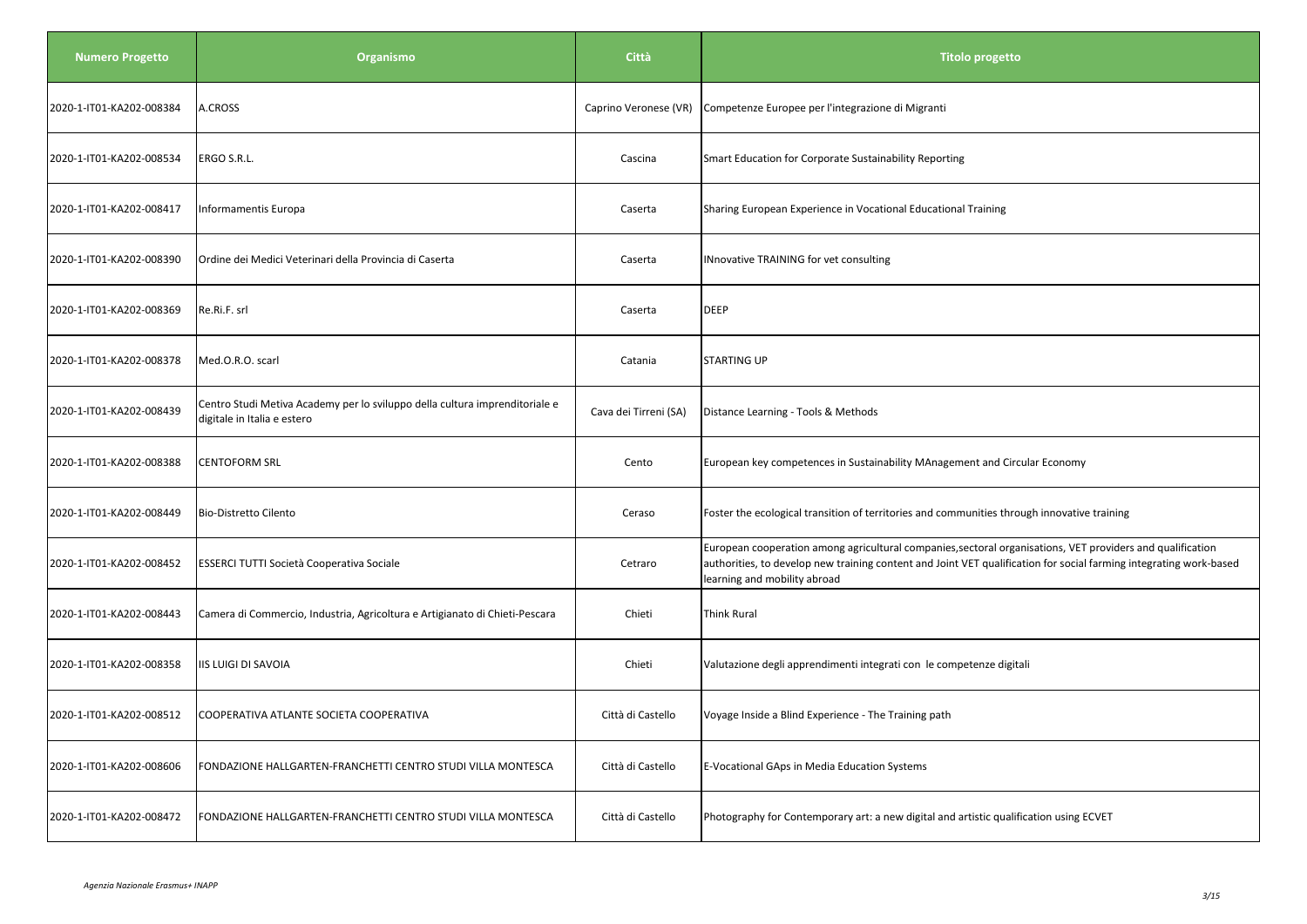| Numero Progetto | Organismo | Città | Titolo progetto |
|---|---|---|---|
| 2020-1-IT01-KA202-008384 | A.CROSS | Caprino Veronese (VR) | Competenze Europee per l'integrazione di Migranti |
| 2020-1-IT01-KA202-008534 | ERGO S.R.L. | Cascina | Smart Education for Corporate Sustainability Reporting |
| 2020-1-IT01-KA202-008417 | Informamentis Europa | Caserta | Sharing European Experience in Vocational Educational Training |
| 2020-1-IT01-KA202-008390 | Ordine dei Medici Veterinari della Provincia di Caserta | Caserta | INnovative TRAINING for vet consulting |
| 2020-1-IT01-KA202-008369 | Re.Ri.F. srl | Caserta | DEEP |
| 2020-1-IT01-KA202-008378 | Med.O.R.O. scarl | Catania | STARTING UP |
| 2020-1-IT01-KA202-008439 | Centro Studi Metiva Academy per lo sviluppo della cultura imprenditoriale e digitale in Italia e estero | Cava dei Tirreni (SA) | Distance Learning - Tools & Methods |
| 2020-1-IT01-KA202-008388 | CENTOFORM SRL | Cento | European key competences in Sustainability MAnagement and Circular Economy |
| 2020-1-IT01-KA202-008449 | Bio-Distretto Cilento | Ceraso | Foster the ecological transition of territories and communities through innovative training |
| 2020-1-IT01-KA202-008452 | ESSERCI TUTTI Società Cooperativa Sociale | Cetraro | European cooperation among agricultural companies,sectoral organisations, VET providers and qualification authorities, to develop new training content and Joint VET qualification for social farming integrating work-based learning and mobility abroad |
| 2020-1-IT01-KA202-008443 | Camera di Commercio, Industria, Agricoltura e Artigianato di Chieti-Pescara | Chieti | Think Rural |
| 2020-1-IT01-KA202-008358 | IIS LUIGI DI SAVOIA | Chieti | Valutazione degli apprendimenti integrati con le competenze digitali |
| 2020-1-IT01-KA202-008512 | COOPERATIVA ATLANTE SOCIETA COOPERATIVA | Città di Castello | Voyage Inside a Blind Experience - The Training path |
| 2020-1-IT01-KA202-008606 | FONDAZIONE HALLGARTEN-FRANCHETTI CENTRO STUDI VILLA MONTESCA | Città di Castello | E-Vocational GAps in Media Education Systems |
| 2020-1-IT01-KA202-008472 | FONDAZIONE HALLGARTEN-FRANCHETTI CENTRO STUDI VILLA MONTESCA | Città di Castello | Photography for Contemporary art: a new digital and artistic qualification using ECVET |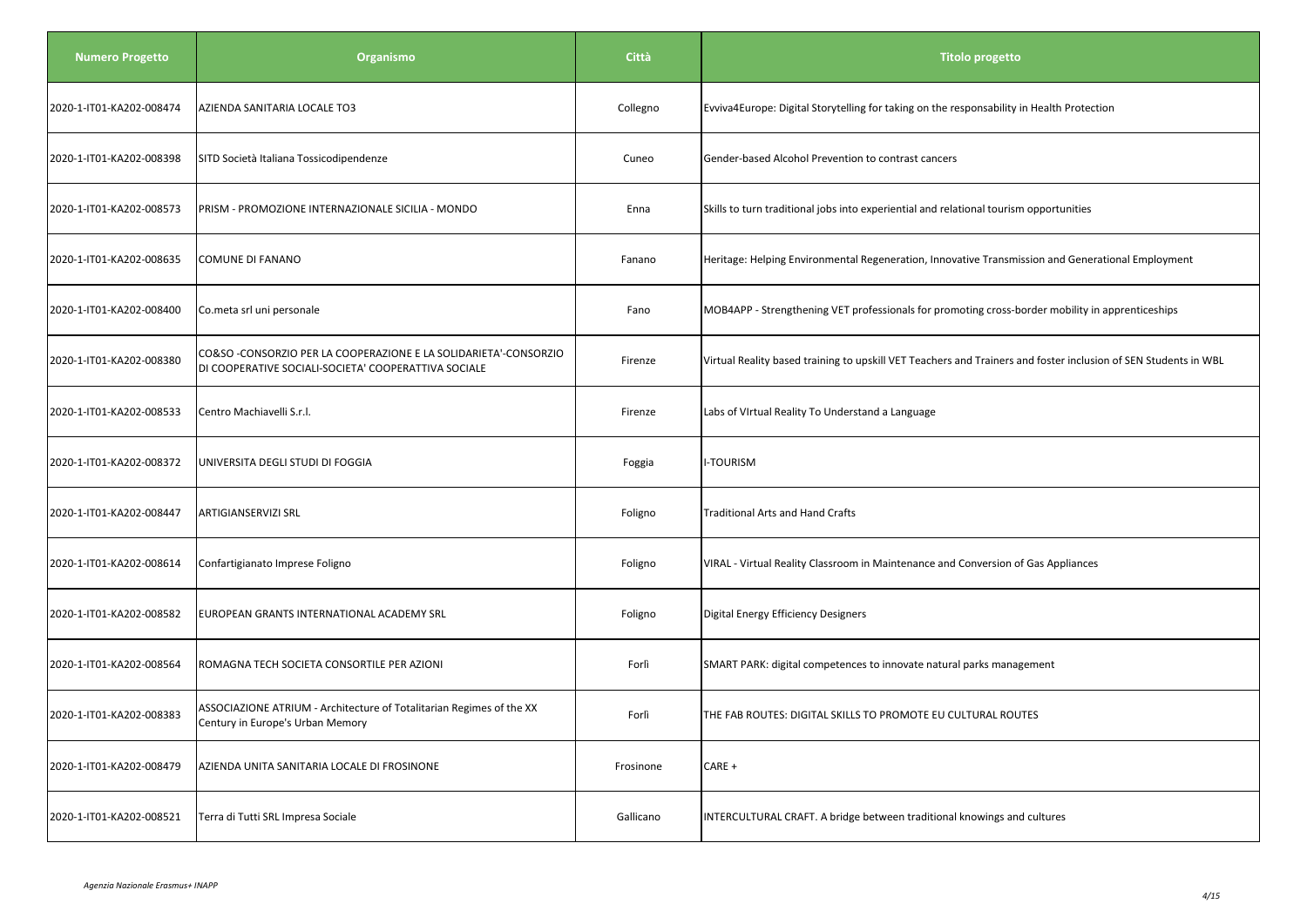| Numero Progetto | Organismo | Città | Titolo progetto |
| --- | --- | --- | --- |
| 2020-1-IT01-KA202-008474 | AZIENDA SANITARIA LOCALE TO3 | Collegno | Evviva4Europe: Digital Storytelling for taking on the responsability in Health Protection |
| 2020-1-IT01-KA202-008398 | SITD Società Italiana Tossicodipendenze | Cuneo | Gender-based Alcohol Prevention to contrast cancers |
| 2020-1-IT01-KA202-008573 | PRISM - PROMOZIONE INTERNAZIONALE SICILIA - MONDO | Enna | Skills to turn traditional jobs into experiential and relational tourism opportunities |
| 2020-1-IT01-KA202-008635 | COMUNE DI FANANO | Fanano | Heritage: Helping Environmental Regeneration, Innovative Transmission and Generational Employment |
| 2020-1-IT01-KA202-008400 | Co.meta srl uni personale | Fano | MOB4APP - Strengthening VET professionals for promoting cross-border mobility in apprenticeships |
| 2020-1-IT01-KA202-008380 | CO&SO -CONSORZIO PER LA COOPERAZIONE E LA SOLIDARIETA'-CONSORZIO DI COOPERATIVE SOCIALI-SOCIETA' COOPERATTIVA SOCIALE | Firenze | Virtual Reality based training to upskill VET Teachers and Trainers and foster inclusion of SEN Students in WBL |
| 2020-1-IT01-KA202-008533 | Centro Machiavelli S.r.l. | Firenze | Labs of VIrtual Reality To Understand a Language |
| 2020-1-IT01-KA202-008372 | UNIVERSITA DEGLI STUDI DI FOGGIA | Foggia | I-TOURISM |
| 2020-1-IT01-KA202-008447 | ARTIGIANSERVIZI SRL | Foligno | Traditional Arts and Hand Crafts |
| 2020-1-IT01-KA202-008614 | Confartigianato Imprese Foligno | Foligno | VIRAL - Virtual Reality Classroom in Maintenance and Conversion of Gas Appliances |
| 2020-1-IT01-KA202-008582 | EUROPEAN GRANTS INTERNATIONAL ACADEMY SRL | Foligno | Digital Energy Efficiency Designers |
| 2020-1-IT01-KA202-008564 | ROMAGNA TECH SOCIETA CONSORTILE PER AZIONI | Forlì | SMART PARK: digital competences to innovate natural parks management |
| 2020-1-IT01-KA202-008383 | ASSOCIAZIONE ATRIUM - Architecture of Totalitarian Regimes of the XX Century in Europe's Urban Memory | Forlì | THE FAB ROUTES: DIGITAL SKILLS TO PROMOTE EU CULTURAL ROUTES |
| 2020-1-IT01-KA202-008479 | AZIENDA UNITA SANITARIA LOCALE DI FROSINONE | Frosinone | CARE + |
| 2020-1-IT01-KA202-008521 | Terra di Tutti SRL Impresa Sociale | Gallicano | INTERCULTURAL CRAFT. A bridge between traditional knowings and cultures |

*Agenzia Nazionale Erasmus+ INAPP*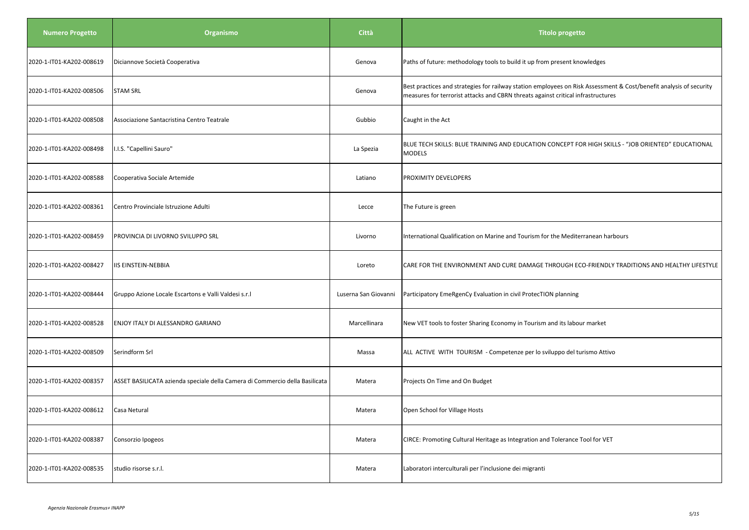| Numero Progetto | Organismo | Città | Titolo progetto |
| --- | --- | --- | --- |
| 2020-1-IT01-KA202-008619 | Diciannove Società Cooperativa | Genova | Paths of future: methodology tools to build it up from present knowledges |
| 2020-1-IT01-KA202-008506 | STAM SRL | Genova | Best practices and strategies for railway station employees on Risk Assessment & Cost/benefit analysis of security measures for terrorist attacks and CBRN threats against critical infrastructures |
| 2020-1-IT01-KA202-008508 | Associazione Santacristina Centro Teatrale | Gubbio | Caught in the Act |
| 2020-1-IT01-KA202-008498 | I.I.S. "Capellini Sauro" | La Spezia | BLUE TECH SKILLS: BLUE TRAINING AND EDUCATION CONCEPT FOR HIGH SKILLS - "JOB ORIENTED" EDUCATIONAL MODELS |
| 2020-1-IT01-KA202-008588 | Cooperativa Sociale Artemide | Latiano | PROXIMITY DEVELOPERS |
| 2020-1-IT01-KA202-008361 | Centro Provinciale Istruzione Adulti | Lecce | The Future is green |
| 2020-1-IT01-KA202-008459 | PROVINCIA DI LIVORNO SVILUPPO SRL | Livorno | International Qualification on Marine and Tourism for the Mediterranean harbours |
| 2020-1-IT01-KA202-008427 | IIS EINSTEIN-NEBBIA | Loreto | CARE FOR THE ENVIRONMENT AND CURE DAMAGE THROUGH ECO-FRIENDLY TRADITIONS AND HEALTHY LIFESTYLE |
| 2020-1-IT01-KA202-008444 | Gruppo Azione Locale Escartons e Valli Valdesi s.r.l | Luserna San Giovanni | Participatory EmeRgenCy Evaluation in civil ProtecTION planning |
| 2020-1-IT01-KA202-008528 | ENJOY ITALY DI ALESSANDRO GARIANO | Marcellinara | New VET tools to foster Sharing Economy in Tourism and its labour market |
| 2020-1-IT01-KA202-008509 | Serindform Srl | Massa | ALL ACTIVE WITH TOURISM - Competenze per lo sviluppo del turismo Attivo |
| 2020-1-IT01-KA202-008357 | ASSET BASILICATA azienda speciale della Camera di Commercio della Basilicata | Matera | Projects On Time and On Budget |
| 2020-1-IT01-KA202-008612 | Casa Netural | Matera | Open School for Village Hosts |
| 2020-1-IT01-KA202-008387 | Consorzio Ipogeos | Matera | CIRCE: Promoting Cultural Heritage as Integration and Tolerance Tool for VET |
| 2020-1-IT01-KA202-008535 | studio risorse s.r.l. | Matera | Laboratori interculturali per l'inclusione dei migranti |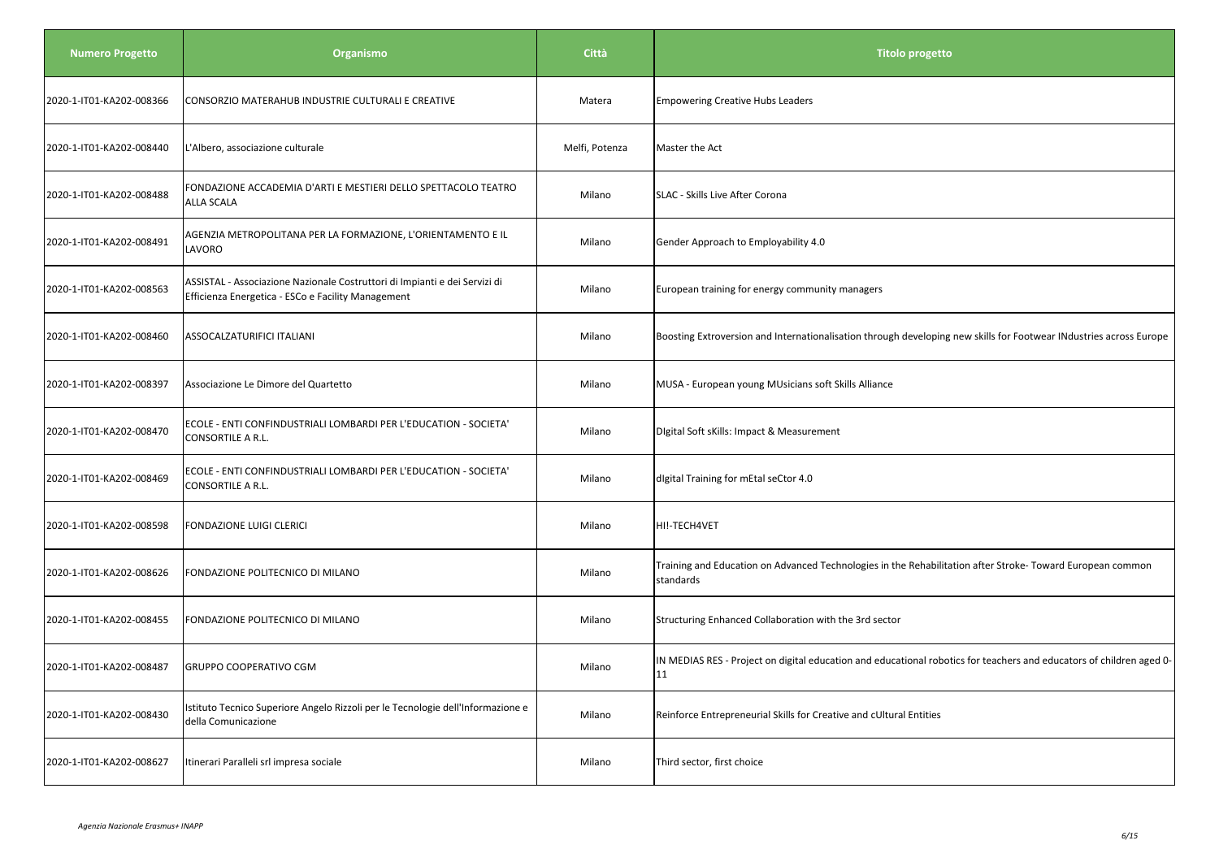| Numero Progetto | Organismo | Città | Titolo progetto |
| --- | --- | --- | --- |
| 2020-1-IT01-KA202-008366 | CONSORZIO MATERAHUB INDUSTRIE CULTURALI E CREATIVE | Matera | Empowering Creative Hubs Leaders |
| 2020-1-IT01-KA202-008440 | L'Albero, associazione culturale | Melfi, Potenza | Master the Act |
| 2020-1-IT01-KA202-008488 | FONDAZIONE ACCADEMIA D'ARTI E MESTIERI DELLO SPETTACOLO TEATRO ALLA SCALA | Milano | SLAC - Skills Live After Corona |
| 2020-1-IT01-KA202-008491 | AGENZIA METROPOLITANA PER LA FORMAZIONE, L'ORIENTAMENTO E IL LAVORO | Milano | Gender Approach to Employability 4.0 |
| 2020-1-IT01-KA202-008563 | ASSISTAL - Associazione Nazionale Costruttori di Impianti e dei Servizi di Efficienza Energetica - ESCo e Facility Management | Milano | European training for energy community managers |
| 2020-1-IT01-KA202-008460 | ASSOCALZATURIFICI ITALIANI | Milano | Boosting Extroversion and Internationalisation through developing new skills for Footwear INdustries across Europe |
| 2020-1-IT01-KA202-008397 | Associazione Le Dimore del Quartetto | Milano | MUSA - European young MUsicians soft Skills Alliance |
| 2020-1-IT01-KA202-008470 | ECOLE - ENTI CONFINDUSTRIALI LOMBARDI PER L'EDUCATION - SOCIETA' CONSORTILE A R.L. | Milano | DIgital Soft sKills: Impact & Measurement |
| 2020-1-IT01-KA202-008469 | ECOLE - ENTI CONFINDUSTRIALI LOMBARDI PER L'EDUCATION - SOCIETA' CONSORTILE A R.L. | Milano | dIgital Training for mEtal seCtor 4.0 |
| 2020-1-IT01-KA202-008598 | FONDAZIONE LUIGI CLERICI | Milano | HI!-TECH4VET |
| 2020-1-IT01-KA202-008626 | FONDAZIONE POLITECNICO DI MILANO | Milano | Training and Education on Advanced Technologies in the Rehabilitation after Stroke- Toward European common standards |
| 2020-1-IT01-KA202-008455 | FONDAZIONE POLITECNICO DI MILANO | Milano | Structuring Enhanced Collaboration with the 3rd sector |
| 2020-1-IT01-KA202-008487 | GRUPPO COOPERATIVO CGM | Milano | IN MEDIAS RES - Project on digital education and educational robotics for teachers and educators of children aged 0-11 |
| 2020-1-IT01-KA202-008430 | Istituto Tecnico Superiore Angelo Rizzoli per le Tecnologie dell'Informazione e della Comunicazione | Milano | Reinforce Entrepreneurial Skills for Creative and cUltural Entities |
| 2020-1-IT01-KA202-008627 | Itinerari Paralleli srl impresa sociale | Milano | Third sector, first choice |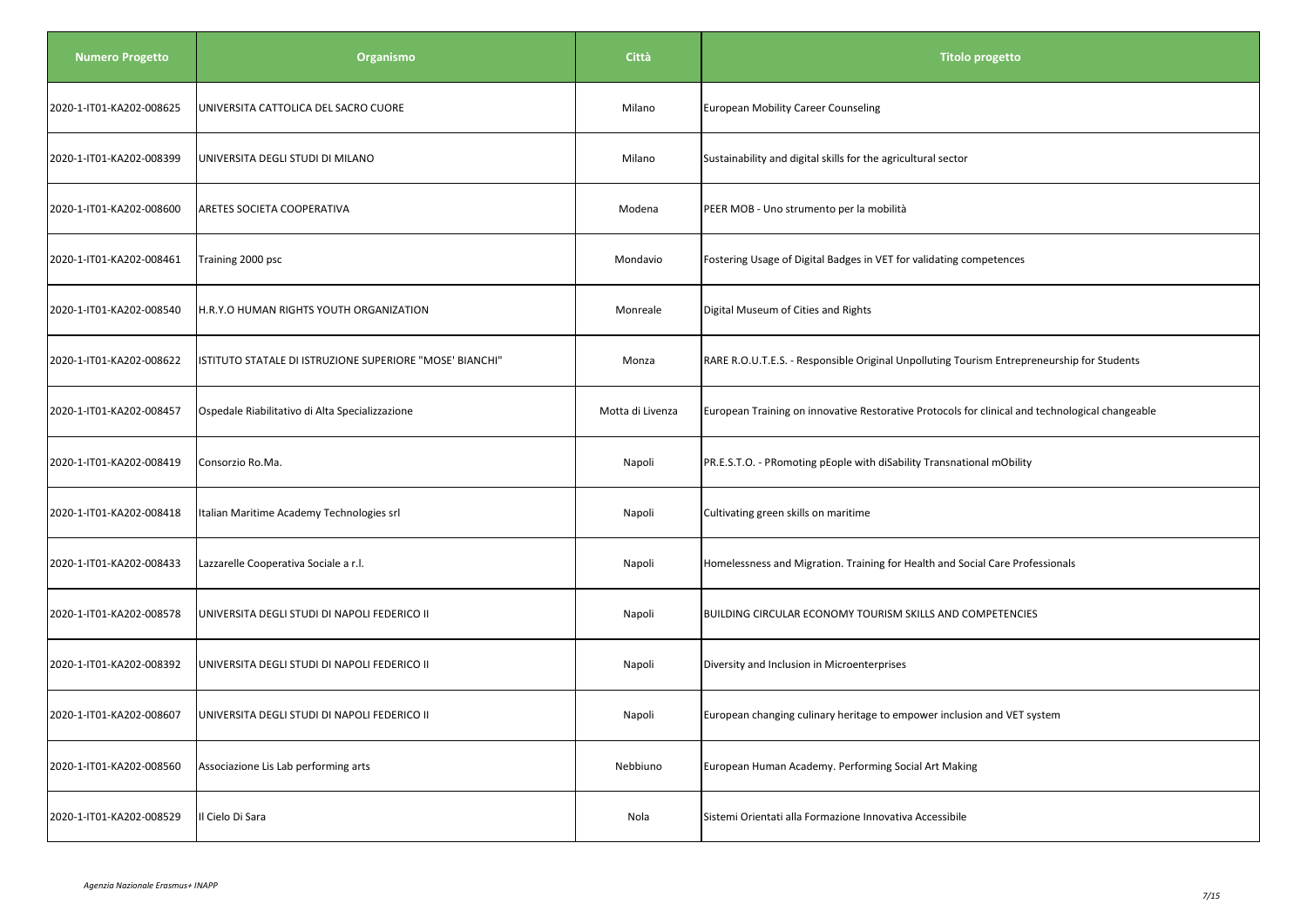| Numero Progetto | Organismo | Città | Titolo progetto |
|---|---|---|---|
| 2020-1-IT01-KA202-008625 | UNIVERSITA CATTOLICA DEL SACRO CUORE | Milano | European Mobility Career Counseling |
| 2020-1-IT01-KA202-008399 | UNIVERSITA DEGLI STUDI DI MILANO | Milano | Sustainability and digital skills for the agricultural sector |
| 2020-1-IT01-KA202-008600 | ARETES SOCIETA COOPERATIVA | Modena | PEER MOB - Uno strumento per la mobilità |
| 2020-1-IT01-KA202-008461 | Training 2000 psc | Mondavio | Fostering Usage of Digital Badges in VET for validating competences |
| 2020-1-IT01-KA202-008540 | H.R.Y.O HUMAN RIGHTS YOUTH ORGANIZATION | Monreale | Digital Museum of Cities and Rights |
| 2020-1-IT01-KA202-008622 | ISTITUTO STATALE DI ISTRUZIONE SUPERIORE "MOSE' BIANCHI" | Monza | RARE R.O.U.T.E.S. - Responsible Original Unpolluting Tourism Entrepreneurship for Students |
| 2020-1-IT01-KA202-008457 | Ospedale Riabilitativo di Alta Specializzazione | Motta di Livenza | European Training on innovative Restorative Protocols for clinical and technological changeable |
| 2020-1-IT01-KA202-008419 | Consorzio Ro.Ma. | Napoli | PR.E.S.T.O. - PRomoting pEople with diSability Transnational mObility |
| 2020-1-IT01-KA202-008418 | Italian Maritime Academy Technologies srl | Napoli | Cultivating green skills on maritime |
| 2020-1-IT01-KA202-008433 | Lazzarelle Cooperativa Sociale a r.l. | Napoli | Homelessness and Migration. Training for Health and Social Care Professionals |
| 2020-1-IT01-KA202-008578 | UNIVERSITA DEGLI STUDI DI NAPOLI FEDERICO II | Napoli | BUILDING CIRCULAR ECONOMY TOURISM SKILLS AND COMPETENCIES |
| 2020-1-IT01-KA202-008392 | UNIVERSITA DEGLI STUDI DI NAPOLI FEDERICO II | Napoli | Diversity and Inclusion in Microenterprises |
| 2020-1-IT01-KA202-008607 | UNIVERSITA DEGLI STUDI DI NAPOLI FEDERICO II | Napoli | European changing culinary heritage to empower inclusion and VET system |
| 2020-1-IT01-KA202-008560 | Associazione Lis Lab performing arts | Nebbiuno | European Human Academy. Performing Social Art Making |
| 2020-1-IT01-KA202-008529 | Il Cielo Di Sara | Nola | Sistemi Orientati alla Formazione Innovativa Accessibile |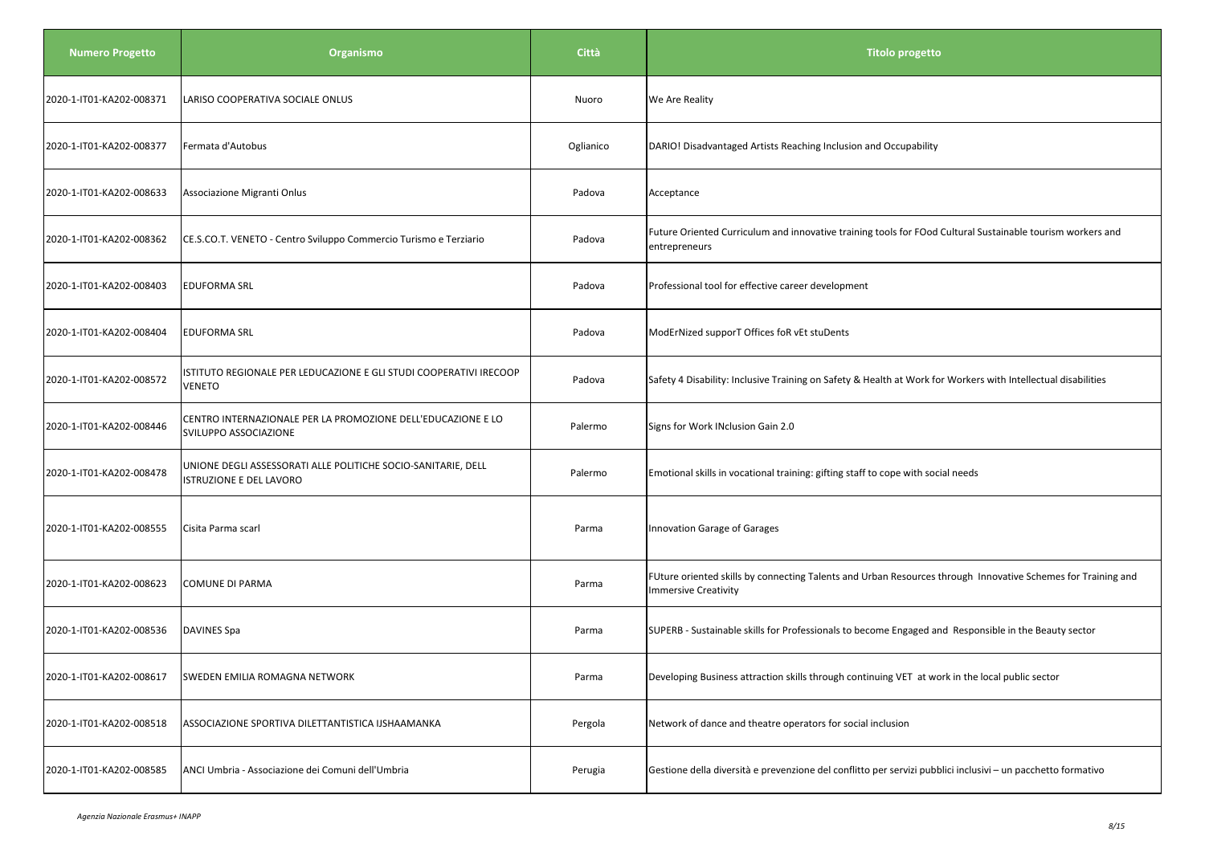| Numero Progetto | Organismo | Città | Titolo progetto |
|---|---|---|---|
| 2020-1-IT01-KA202-008371 | LARISO COOPERATIVA SOCIALE ONLUS | Nuoro | We Are Reality |
| 2020-1-IT01-KA202-008377 | Fermata d'Autobus | Oglianico | DARIO! Disadvantaged Artists Reaching Inclusion and Occupability |
| 2020-1-IT01-KA202-008633 | Associazione Migranti Onlus | Padova | Acceptance |
| 2020-1-IT01-KA202-008362 | CE.S.CO.T. VENETO - Centro Sviluppo Commercio Turismo e Terziario | Padova | Future Oriented Curriculum and innovative training tools for FOod Cultural Sustainable tourism workers and entrepreneurs |
| 2020-1-IT01-KA202-008403 | EDUFORMA SRL | Padova | Professional tool for effective career development |
| 2020-1-IT01-KA202-008404 | EDUFORMA SRL | Padova | ModErNized supporT Offices foR vEt stuDents |
| 2020-1-IT01-KA202-008572 | ISTITUTO REGIONALE PER LEDUCAZIONE E GLI STUDI COOPERATIVI IRECOOP VENETO | Padova | Safety 4 Disability: Inclusive Training on Safety & Health at Work for Workers with Intellectual disabilities |
| 2020-1-IT01-KA202-008446 | CENTRO INTERNAZIONALE PER LA PROMOZIONE DELL'EDUCAZIONE E LO SVILUPPO ASSOCIAZIONE | Palermo | Signs for Work INclusion Gain 2.0 |
| 2020-1-IT01-KA202-008478 | UNIONE DEGLI ASSESSORATI ALLE POLITICHE SOCIO-SANITARIE, DELL ISTRUZIONE E DEL LAVORO | Palermo | Emotional skills in vocational training: gifting staff to cope with social needs |
| 2020-1-IT01-KA202-008555 | Cisita Parma scarl | Parma | Innovation Garage of Garages |
| 2020-1-IT01-KA202-008623 | COMUNE DI PARMA | Parma | FUture oriented skills by connecting Talents and Urban Resources through Innovative Schemes for Training and Immersive Creativity |
| 2020-1-IT01-KA202-008536 | DAVINES Spa | Parma | SUPERB - Sustainable skills for Professionals to become Engaged and Responsible in the Beauty sector |
| 2020-1-IT01-KA202-008617 | SWEDEN EMILIA ROMAGNA NETWORK | Parma | Developing Business attraction skills through continuing VET at work in the local public sector |
| 2020-1-IT01-KA202-008518 | ASSOCIAZIONE SPORTIVA DILETTANTISTICA IJSHAAMANKA | Pergola | Network of dance and theatre operators for social inclusion |
| 2020-1-IT01-KA202-008585 | ANCI Umbria - Associazione dei Comuni dell'Umbria | Perugia | Gestione della diversità e prevenzione del conflitto per servizi pubblici inclusivi – un pacchetto formativo |

*Agenzia Nazionale Erasmus+ INAPP*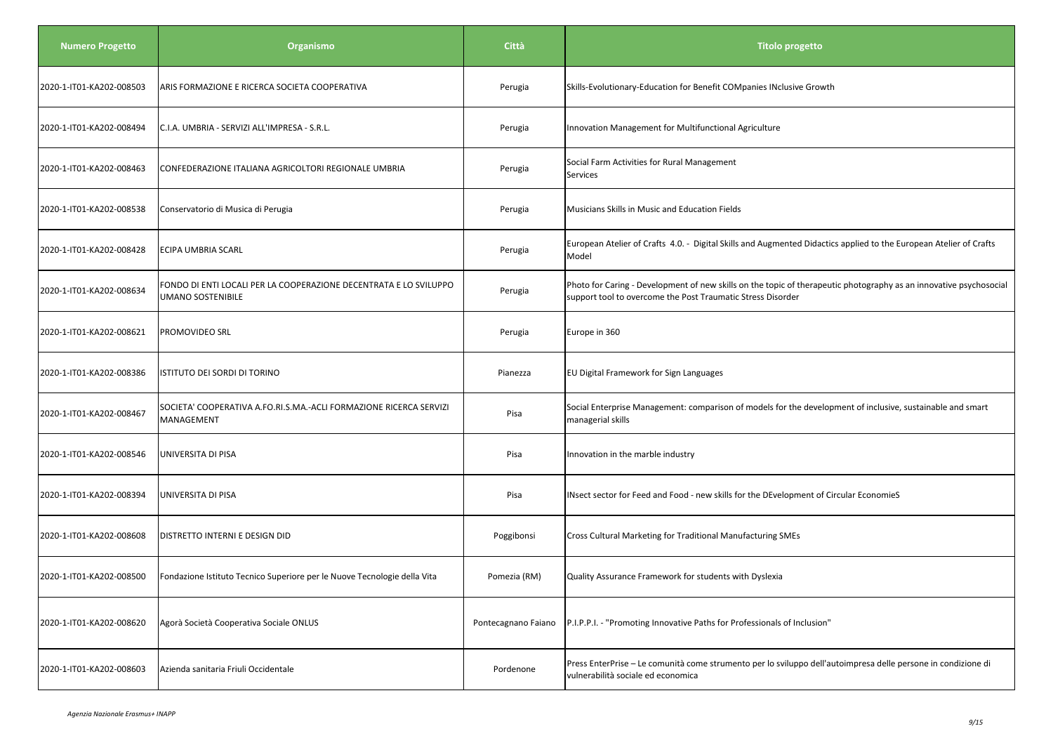| Numero Progetto | Organismo | Città | Titolo progetto |
|---|---|---|---|
| 2020-1-IT01-KA202-008503 | ARIS FORMAZIONE E RICERCA SOCIETA COOPERATIVA | Perugia | Skills-Evolutionary-Education for Benefit COMpanies INclusive Growth |
| 2020-1-IT01-KA202-008494 | C.I.A. UMBRIA - SERVIZI ALL'IMPRESA - S.R.L. | Perugia | Innovation Management for Multifunctional Agriculture |
| 2020-1-IT01-KA202-008463 | CONFEDERAZIONE ITALIANA AGRICOLTORI REGIONALE UMBRIA | Perugia | Social Farm Activities for Rural Management Services |
| 2020-1-IT01-KA202-008538 | Conservatorio di Musica di Perugia | Perugia | Musicians Skills in Music and Education Fields |
| 2020-1-IT01-KA202-008428 | ECIPA UMBRIA SCARL | Perugia | European Atelier of Crafts 4.0. - Digital Skills and Augmented Didactics applied to the European Atelier of Crafts Model |
| 2020-1-IT01-KA202-008634 | FONDO DI ENTI LOCALI PER LA COOPERAZIONE DECENTRATA E LO SVILUPPO UMANO SOSTENIBILE | Perugia | Photo for Caring - Development of new skills on the topic of therapeutic photography as an innovative psychosocial support tool to overcome the Post Traumatic Stress Disorder |
| 2020-1-IT01-KA202-008621 | PROMOVIDEO SRL | Perugia | Europe in 360 |
| 2020-1-IT01-KA202-008386 | ISTITUTO DEI SORDI DI TORINO | Pianezza | EU Digital Framework for Sign Languages |
| 2020-1-IT01-KA202-008467 | SOCIETA' COOPERATIVA A.FO.RI.S.MA.-ACLI FORMAZIONE RICERCA SERVIZI MANAGEMENT | Pisa | Social Enterprise Management: comparison of models for the development of inclusive, sustainable and smart managerial skills |
| 2020-1-IT01-KA202-008546 | UNIVERSITA DI PISA | Pisa | Innovation in the marble industry |
| 2020-1-IT01-KA202-008394 | UNIVERSITA DI PISA | Pisa | INsect sector for Feed and Food - new skills for the DEvelopment of Circular EconomieS |
| 2020-1-IT01-KA202-008608 | DISTRETTO INTERNI E DESIGN DID | Poggibonsi | Cross Cultural Marketing for Traditional Manufacturing SMEs |
| 2020-1-IT01-KA202-008500 | Fondazione Istituto Tecnico Superiore per le Nuove Tecnologie della Vita | Pomezia (RM) | Quality Assurance Framework for students with Dyslexia |
| 2020-1-IT01-KA202-008620 | Agorà Società Cooperativa Sociale ONLUS | Pontecagnano Faiano | P.I.P.P.I. - "Promoting Innovative Paths for Professionals of Inclusion" |
| 2020-1-IT01-KA202-008603 | Azienda sanitaria Friuli Occidentale | Pordenone | Press EnterPrise – Le comunità come strumento per lo sviluppo dell'autoimpresa delle persone in condizione di vulnerabilità sociale ed economica |

*Agenzia Nazionale Erasmus+ INAPP*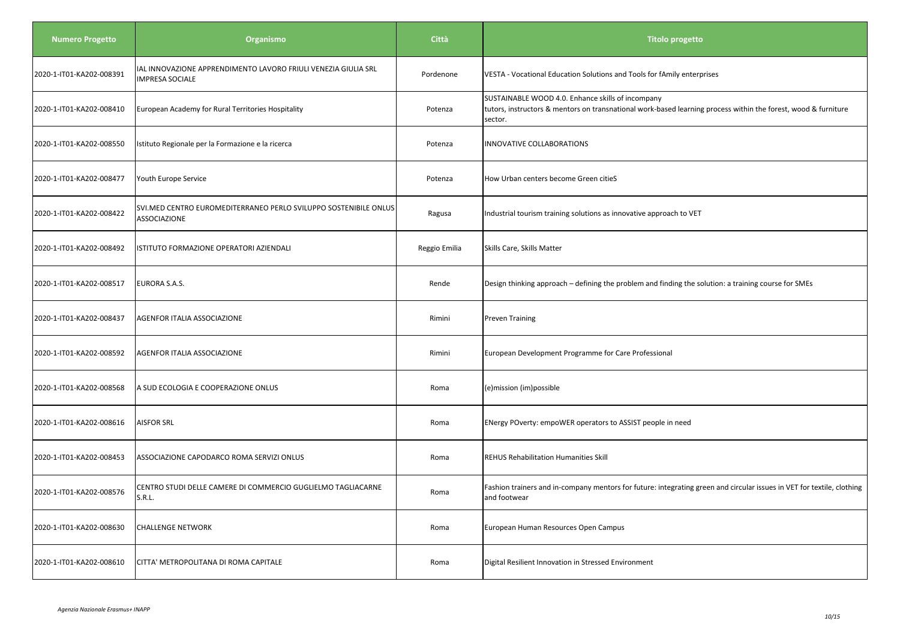| Numero Progetto | Organismo | Città | Titolo progetto |
| --- | --- | --- | --- |
| 2020-1-IT01-KA202-008391 | IAL INNOVAZIONE APPRENDIMENTO LAVORO FRIULI VENEZIA GIULIA SRL IMPRESA SOCIALE | Pordenone | VESTA - Vocational Education Solutions and Tools for fAmily enterprises |
| 2020-1-IT01-KA202-008410 | European Academy for Rural Territories Hospitality | Potenza | SUSTAINABLE WOOD 4.0. Enhance skills of incompany tutors, instructors & mentors on transnational work-based learning process within the forest, wood & furniture sector. |
| 2020-1-IT01-KA202-008550 | Istituto Regionale per la Formazione e la ricerca | Potenza | INNOVATIVE COLLABORATIONS |
| 2020-1-IT01-KA202-008477 | Youth Europe Service | Potenza | How Urban centers become Green citieS |
| 2020-1-IT01-KA202-008422 | SVI.MED CENTRO EUROMEDITERRANEO PERLO SVILUPPO SOSTENIBILE ONLUS ASSOCIAZIONE | Ragusa | Industrial tourism training solutions as innovative approach to VET |
| 2020-1-IT01-KA202-008492 | ISTITUTO FORMAZIONE OPERATORI AZIENDALI | Reggio Emilia | Skills Care, Skills Matter |
| 2020-1-IT01-KA202-008517 | EURORA S.A.S. | Rende | Design thinking approach – defining the problem and finding the solution: a training course for SMEs |
| 2020-1-IT01-KA202-008437 | AGENFOR ITALIA ASSOCIAZIONE | Rimini | Preven Training |
| 2020-1-IT01-KA202-008592 | AGENFOR ITALIA ASSOCIAZIONE | Rimini | European Development Programme for Care Professional |
| 2020-1-IT01-KA202-008568 | A SUD ECOLOGIA E COOPERAZIONE ONLUS | Roma | (e)mission (im)possible |
| 2020-1-IT01-KA202-008616 | AISFOR SRL | Roma | ENergy POverty: empoWER operators to ASSIST people in need |
| 2020-1-IT01-KA202-008453 | ASSOCIAZIONE CAPODARCO ROMA SERVIZI ONLUS | Roma | REHUS Rehabilitation Humanities Skill |
| 2020-1-IT01-KA202-008576 | CENTRO STUDI DELLE CAMERE DI COMMERCIO GUGLIELMO TAGLIACARNE S.R.L. | Roma | Fashion trainers and in-company mentors for future: integrating green and circular issues in VET for textile, clothing and footwear |
| 2020-1-IT01-KA202-008630 | CHALLENGE NETWORK | Roma | European Human Resources Open Campus |
| 2020-1-IT01-KA202-008610 | CITTA' METROPOLITANA DI ROMA CAPITALE | Roma | Digital Resilient Innovation in Stressed Environment |

*Agenzia Nazionale Erasmus+ INAPP*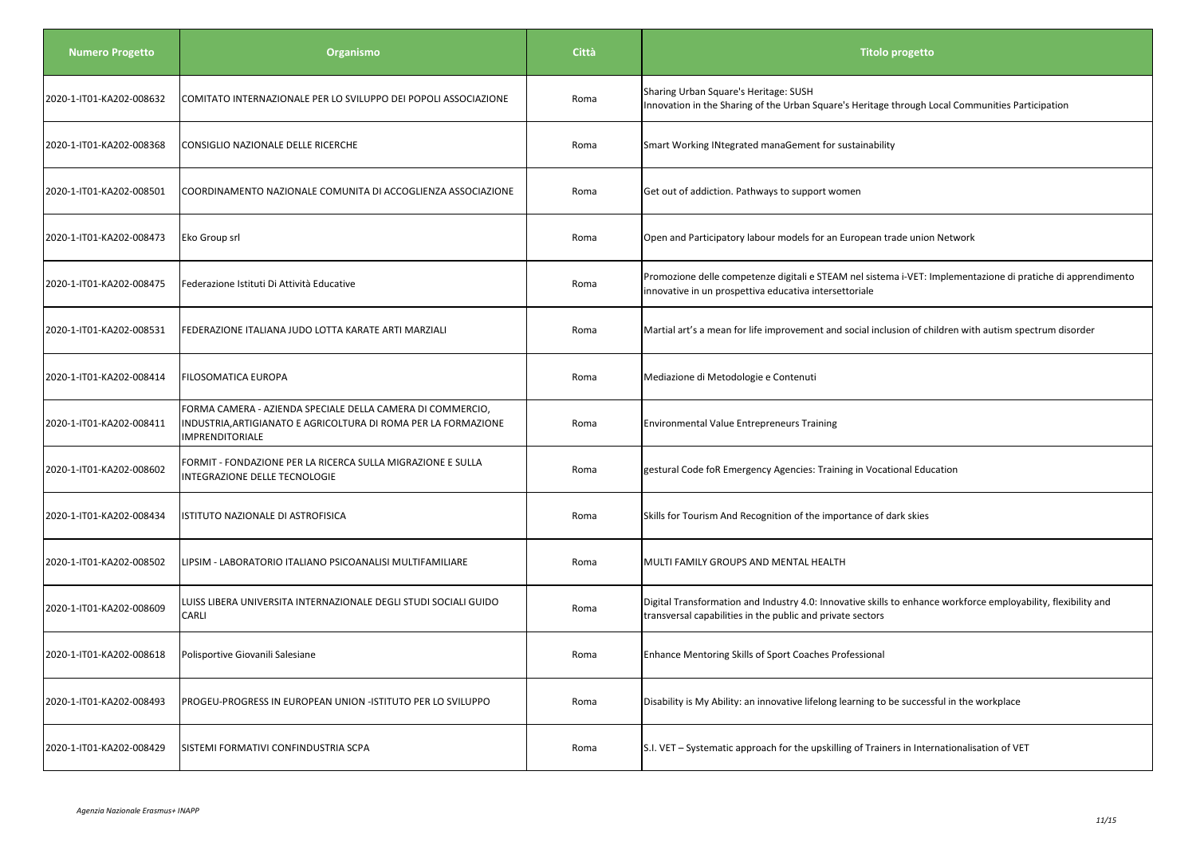| Numero Progetto | Organismo | Città | Titolo progetto |
|---|---|---|---|
| 2020-1-IT01-KA202-008632 | COMITATO INTERNAZIONALE PER LO SVILUPPO DEI POPOLI ASSOCIAZIONE | Roma | Sharing Urban Square's Heritage: SUSH<br>Innovation in the Sharing of the Urban Square's Heritage through Local Communities Participation |
| 2020-1-IT01-KA202-008368 | CONSIGLIO NAZIONALE DELLE RICERCHE | Roma | Smart Working INtegrated manaGement for sustainability |
| 2020-1-IT01-KA202-008501 | COORDINAMENTO NAZIONALE COMUNITA DI ACCOGLIENZA ASSOCIAZIONE | Roma | Get out of addiction. Pathways to support women |
| 2020-1-IT01-KA202-008473 | Eko Group srl | Roma | Open and Participatory labour models for an European trade union Network |
| 2020-1-IT01-KA202-008475 | Federazione Istituti Di Attività Educative | Roma | Promozione delle competenze digitali e STEAM nel sistema i-VET: Implementazione di pratiche di apprendimento innovative in un prospettiva educativa intersettoriale |
| 2020-1-IT01-KA202-008531 | FEDERAZIONE ITALIANA JUDO LOTTA KARATE ARTI MARZIALI | Roma | Martial art's a mean for life improvement and social inclusion of children with autism spectrum disorder |
| 2020-1-IT01-KA202-008414 | FILOSOMATICA EUROPA | Roma | Mediazione di Metodologie e Contenuti |
| 2020-1-IT01-KA202-008411 | FORMA CAMERA - AZIENDA SPECIALE DELLA CAMERA DI COMMERCIO, INDUSTRIA,ARTIGIANATO E AGRICOLTURA DI ROMA PER LA FORMAZIONE IMPRENDITORIALE | Roma | Environmental Value Entrepreneurs Training |
| 2020-1-IT01-KA202-008602 | FORMIT - FONDAZIONE PER LA RICERCA SULLA MIGRAZIONE E SULLA INTEGRAZIONE DELLE TECNOLOGIE | Roma | gestural Code foR Emergency Agencies: Training in Vocational Education |
| 2020-1-IT01-KA202-008434 | ISTITUTO NAZIONALE DI ASTROFISICA | Roma | Skills for Tourism And Recognition of the importance of dark skies |
| 2020-1-IT01-KA202-008502 | LIPSIM - LABORATORIO ITALIANO PSICOANALISI MULTIFAMILIARE | Roma | MULTI FAMILY GROUPS AND MENTAL HEALTH |
| 2020-1-IT01-KA202-008609 | LUISS LIBERA UNIVERSITA INTERNAZIONALE DEGLI STUDI SOCIALI GUIDO CARLI | Roma | Digital Transformation and Industry 4.0: Innovative skills to enhance workforce employability, flexibility and transversal capabilities in the public and private sectors |
| 2020-1-IT01-KA202-008618 | Polisportive Giovanili Salesiane | Roma | Enhance Mentoring Skills of Sport Coaches Professional |
| 2020-1-IT01-KA202-008493 | PROGEU-PROGRESS IN EUROPEAN UNION -ISTITUTO PER LO SVILUPPO | Roma | Disability is My Ability: an innovative lifelong learning to be successful in the workplace |
| 2020-1-IT01-KA202-008429 | SISTEMI FORMATIVI CONFINDUSTRIA SCPA | Roma | S.I. VET – Systematic approach for the upskilling of Trainers in Internationalisation of VET |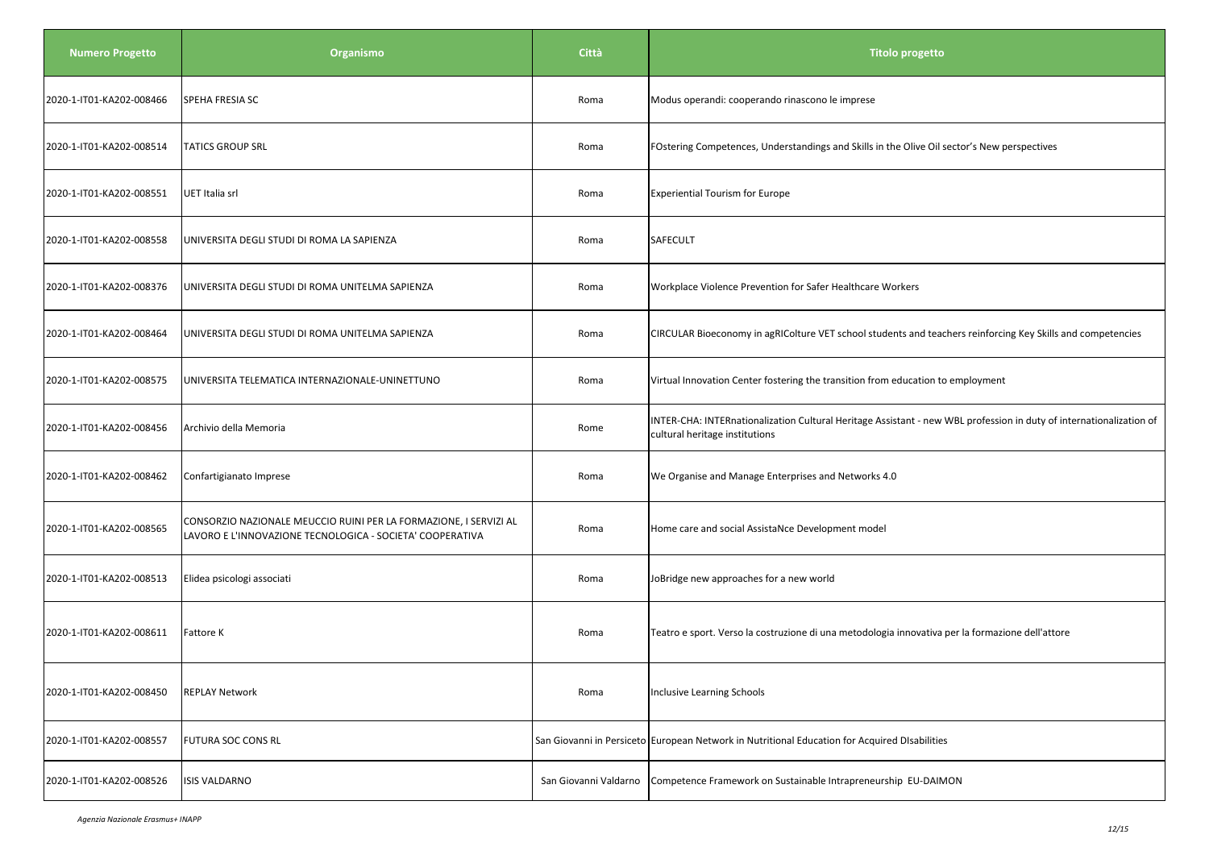| Numero Progetto | Organismo | Città | Titolo progetto |
|---|---|---|---|
| 2020-1-IT01-KA202-008466 | SPEHA FRESIA SC | Roma | Modus operandi: cooperando rinascono le imprese |
| 2020-1-IT01-KA202-008514 | TATICS GROUP SRL | Roma | FOstering Competences, Understandings and Skills in the Olive Oil sector's New perspectives |
| 2020-1-IT01-KA202-008551 | UET Italia srl | Roma | Experiential Tourism for Europe |
| 2020-1-IT01-KA202-008558 | UNIVERSITA DEGLI STUDI DI ROMA LA SAPIENZA | Roma | SAFECULT |
| 2020-1-IT01-KA202-008376 | UNIVERSITA DEGLI STUDI DI ROMA UNITELMA SAPIENZA | Roma | Workplace Violence Prevention for Safer Healthcare Workers |
| 2020-1-IT01-KA202-008464 | UNIVERSITA DEGLI STUDI DI ROMA UNITELMA SAPIENZA | Roma | CIRCULAR Bioeconomy in agRIColture VET school students and teachers reinforcing Key Skills and competencies |
| 2020-1-IT01-KA202-008575 | UNIVERSITA TELEMATICA INTERNAZIONALE-UNINETTUNO | Roma | Virtual Innovation Center fostering the transition from education to employment |
| 2020-1-IT01-KA202-008456 | Archivio della Memoria | Rome | INTER-CHA: INTERnationalization Cultural Heritage Assistant - new WBL profession in duty of internationalization of cultural heritage institutions |
| 2020-1-IT01-KA202-008462 | Confartigianato Imprese | Roma | We Organise and Manage Enterprises and Networks 4.0 |
| 2020-1-IT01-KA202-008565 | CONSORZIO NAZIONALE MEUCCIO RUINI PER LA FORMAZIONE, I SERVIZI AL LAVORO E L'INNOVAZIONE TECNOLOGICA - SOCIETA' COOPERATIVA | Roma | Home care and social AssistaNce Development model |
| 2020-1-IT01-KA202-008513 | Elidea psicologi associati | Roma | JoBridge new approaches for a new world |
| 2020-1-IT01-KA202-008611 | Fattore K | Roma | Teatro e sport. Verso la costruzione di una metodologia innovativa per la formazione dell'attore |
| 2020-1-IT01-KA202-008450 | REPLAY Network | Roma | Inclusive Learning Schools |
| 2020-1-IT01-KA202-008557 | FUTURA SOC CONS RL | San Giovanni in Persiceto | European Network in Nutritional Education for Acquired DIsabilities |
| 2020-1-IT01-KA202-008526 | ISIS VALDARNO | San Giovanni Valdarno | Competence Framework on Sustainable Intrapreneurship EU-DAIMON |

*Agenzia Nazionale Erasmus+ INAPP*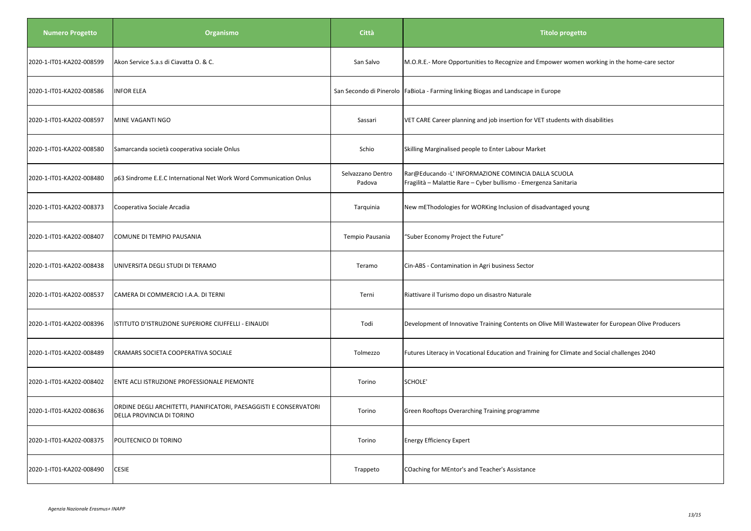| Numero Progetto | Organismo | Città | Titolo progetto |
|---|---|---|---|
| 2020-1-IT01-KA202-008599 | Akon Service S.a.s di Ciavatta O. & C. | San Salvo | M.O.R.E.- More Opportunities to Recognize and Empower women working in the home-care sector |
| 2020-1-IT01-KA202-008586 | INFOR ELEA | San Secondo di Pinerolo | FaBioLa - Farming linking Biogas and Landscape in Europe |
| 2020-1-IT01-KA202-008597 | MINE VAGANTI NGO | Sassari | VET CARE Career planning and job insertion for VET students with disabilities |
| 2020-1-IT01-KA202-008580 | Samarcanda società cooperativa sociale Onlus | Schio | Skilling Marginalised people to Enter Labour Market |
| 2020-1-IT01-KA202-008480 | p63 Sindrome E.E.C International Net Work Word Communication Onlus | Selvazzano Dentro Padova | Rar@Educando -L' INFORMAZIONE COMINCIA DALLA SCUOLA Fragilità – Malattie Rare – Cyber bullismo - Emergenza Sanitaria |
| 2020-1-IT01-KA202-008373 | Cooperativa Sociale Arcadia | Tarquinia | New mEThodologies for WORKing Inclusion of disadvantaged young |
| 2020-1-IT01-KA202-008407 | COMUNE DI TEMPIO PAUSANIA | Tempio Pausania | "Suber Economy Project the Future" |
| 2020-1-IT01-KA202-008438 | UNIVERSITA DEGLI STUDI DI TERAMO | Teramo | Cin-ABS - Contamination in Agri business Sector |
| 2020-1-IT01-KA202-008537 | CAMERA DI COMMERCIO I.A.A. DI TERNI | Terni | Riattivare il Turismo dopo un disastro Naturale |
| 2020-1-IT01-KA202-008396 | ISTITUTO D'ISTRUZIONE SUPERIORE CIUFFELLI - EINAUDI | Todi | Development of Innovative Training Contents on Olive Mill Wastewater for European Olive Producers |
| 2020-1-IT01-KA202-008489 | CRAMARS SOCIETA COOPERATIVA SOCIALE | Tolmezzo | Futures Literacy in Vocational Education and Training for Climate and Social challenges 2040 |
| 2020-1-IT01-KA202-008402 | ENTE ACLI ISTRUZIONE PROFESSIONALE PIEMONTE | Torino | SCHOLE' |
| 2020-1-IT01-KA202-008636 | ORDINE DEGLI ARCHITETTI, PIANIFICATORI, PAESAGGISTI E CONSERVATORI DELLA PROVINCIA DI TORINO | Torino | Green Rooftops Overarching Training programme |
| 2020-1-IT01-KA202-008375 | POLITECNICO DI TORINO | Torino | Energy Efficiency Expert |
| 2020-1-IT01-KA202-008490 | CESIE | Trappeto | COaching for MEntor's and Teacher's Assistance |

*Agenzia Nazionale Erasmus+ INAPP*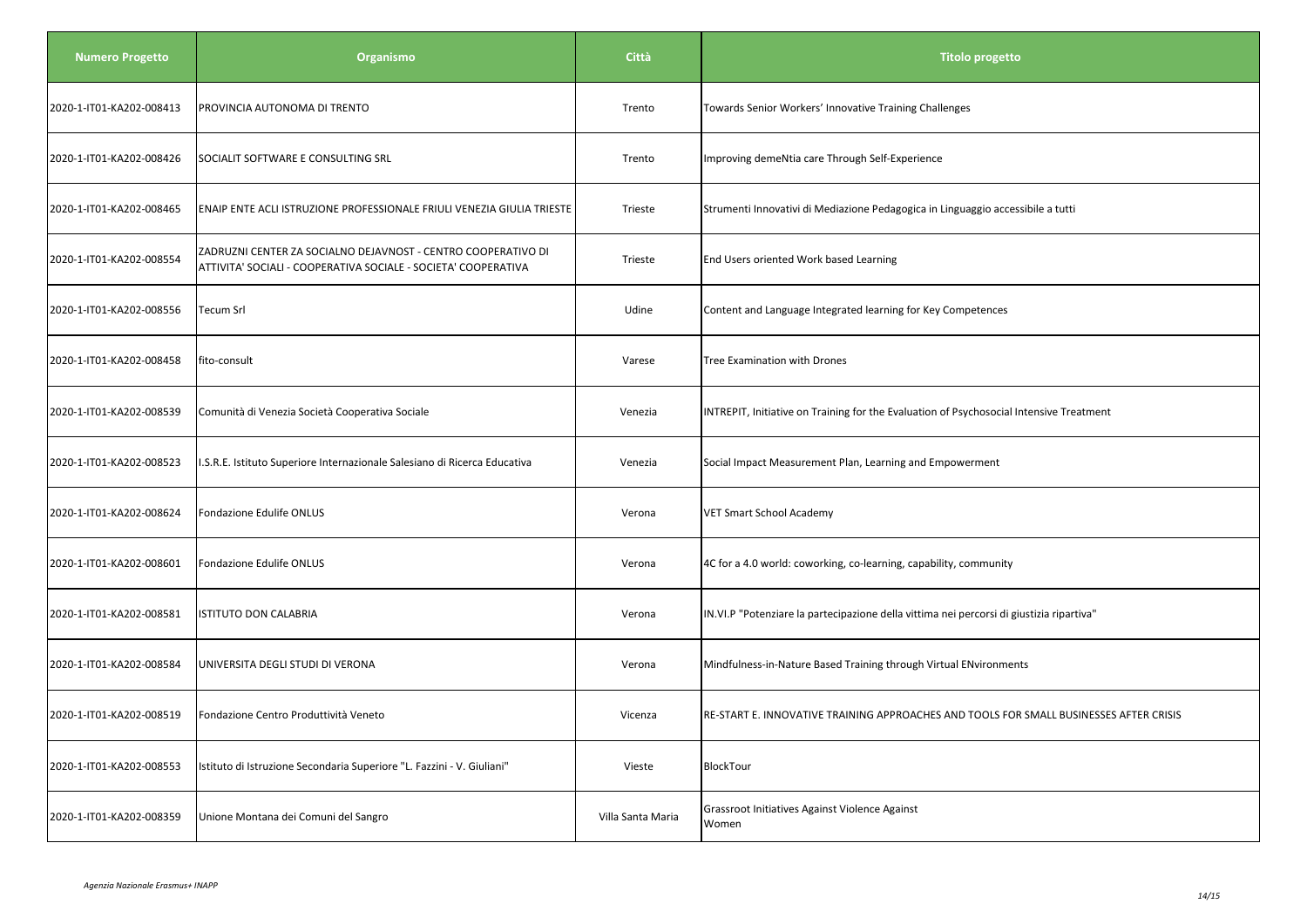| Numero Progetto | Organismo | Città | Titolo progetto |
|---|---|---|---|
| 2020-1-IT01-KA202-008413 | PROVINCIA AUTONOMA DI TRENTO | Trento | Towards Senior Workers' Innovative Training Challenges |
| 2020-1-IT01-KA202-008426 | SOCIALIT SOFTWARE E CONSULTING SRL | Trento | Improving demeNtia care Through Self-Experience |
| 2020-1-IT01-KA202-008465 | ENAIP ENTE ACLI ISTRUZIONE PROFESSIONALE FRIULI VENEZIA GIULIA TRIESTE | Trieste | Strumenti Innovativi di Mediazione Pedagogica in Linguaggio accessibile a tutti |
| 2020-1-IT01-KA202-008554 | ZADRUZNI CENTER ZA SOCIALNO DEJAVNOST - CENTRO COOPERATIVO DI ATTIVITA' SOCIALI - COOPERATIVA SOCIALE - SOCIETA' COOPERATIVA | Trieste | End Users oriented Work based Learning |
| 2020-1-IT01-KA202-008556 | Tecum Srl | Udine | Content and Language Integrated learning for Key Competences |
| 2020-1-IT01-KA202-008458 | fito-consult | Varese | Tree Examination with Drones |
| 2020-1-IT01-KA202-008539 | Comunità di Venezia Società Cooperativa Sociale | Venezia | INTREPIT, Initiative on Training for the Evaluation of Psychosocial Intensive Treatment |
| 2020-1-IT01-KA202-008523 | I.S.R.E. Istituto Superiore Internazionale Salesiano di Ricerca Educativa | Venezia | Social Impact Measurement Plan, Learning and Empowerment |
| 2020-1-IT01-KA202-008624 | Fondazione Edulife ONLUS | Verona | VET Smart School Academy |
| 2020-1-IT01-KA202-008601 | Fondazione Edulife ONLUS | Verona | 4C for a 4.0 world: coworking, co-learning, capability, community |
| 2020-1-IT01-KA202-008581 | ISTITUTO DON CALABRIA | Verona | IN.VI.P "Potenziare la partecipazione della vittima nei percorsi di giustizia ripartiva" |
| 2020-1-IT01-KA202-008584 | UNIVERSITA DEGLI STUDI DI VERONA | Verona | Mindfulness-in-Nature Based Training through Virtual ENvironments |
| 2020-1-IT01-KA202-008519 | Fondazione Centro Produttività Veneto | Vicenza | RE-START E. INNOVATIVE TRAINING APPROACHES AND TOOLS FOR SMALL BUSINESSES AFTER CRISIS |
| 2020-1-IT01-KA202-008553 | Istituto di Istruzione Secondaria Superiore "L. Fazzini - V. Giuliani" | Vieste | BlockTour |
| 2020-1-IT01-KA202-008359 | Unione Montana dei Comuni del Sangro | Villa Santa Maria | Grassroot Initiatives Against Violence Against Women |

*Agenzia Nazionale Erasmus+ INAPP*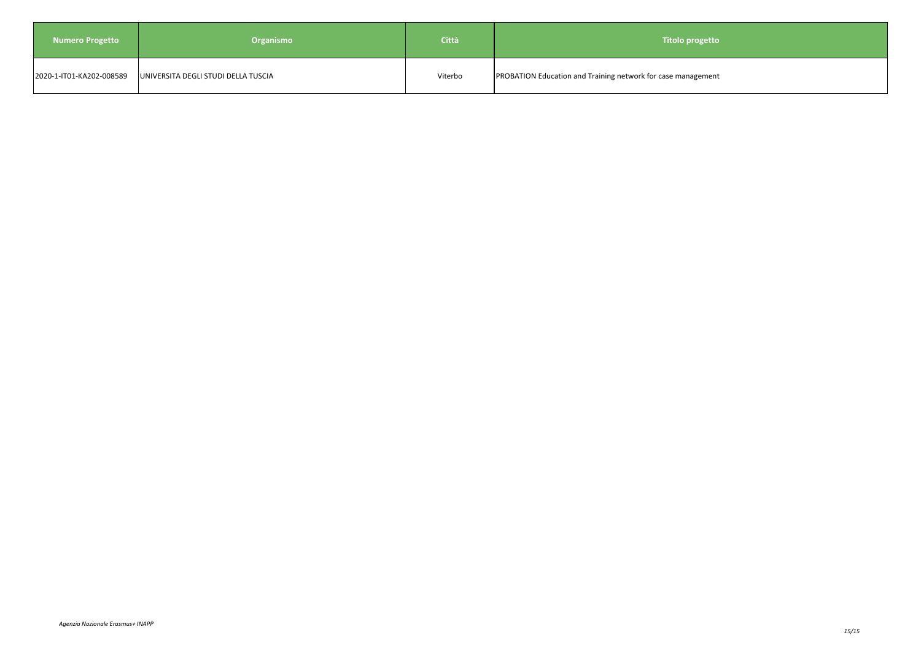| Numero Progetto | Organismo | Città | Titolo progetto |
| --- | --- | --- | --- |
| 2020-1-IT01-KA202-008589 | UNIVERSITA DEGLI STUDI DELLA TUSCIA | Viterbo | PROBATION Education and Training network for case management |